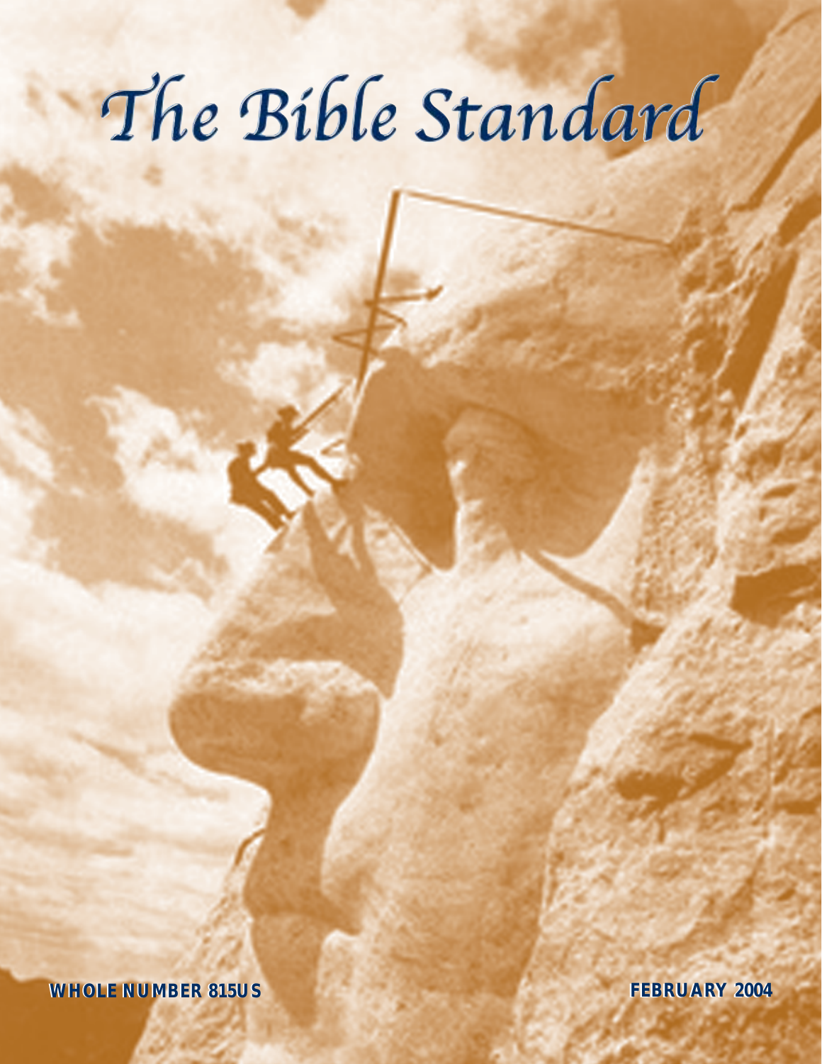# The Bible Standard

**WHOLE NUMBER 815US**

**FEBRUARY 2004**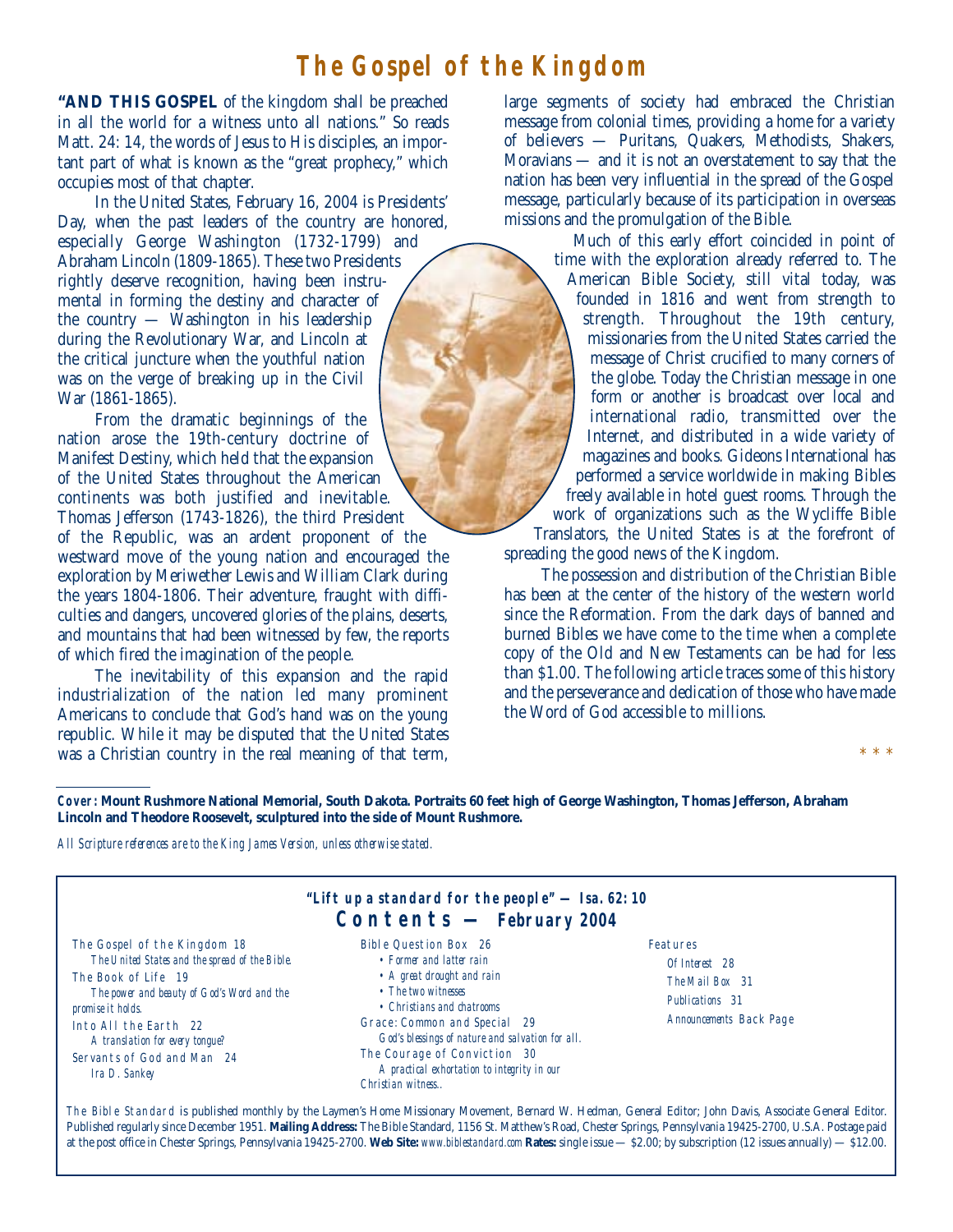# The Gospel of the Kingdom

**"AND THIS GOSPEL** of the kingdom shall be preached in all the world for a witness unto all nations." So reads Matt. 24: 14, the words of Jesus to His disciples, an important part of what is known as the "great prophecy," which occupies most of that chapter.

In the United States, February 16, 2004 is Presidents' Day, when the past leaders of the country are honored, especially George Washington (1732-1799) and Abraham Lincoln (1809-1865). These two Presidents rightly deserve recognition, having been instrumental in forming the destiny and character of the country — Washington in his leadership during the Revolutionary War, and Lincoln at the critical juncture when the youthful nation was on the verge of breaking up in the Civil War (1861-1865).

From the dramatic beginnings of the nation arose the 19th-century doctrine of Manifest Destiny, which held that the expansion of the United States throughout the American continents was both justified and inevitable. Thomas Jefferson (1743-1826), the third President of the Republic, was an ardent proponent of the westward move of the young nation and encouraged the exploration by Meriwether Lewis and William Clark during the years 1804-1806. Their adventure, fraught with difficulties and dangers, uncovered glories of the plains, deserts, and mountains that had been witnessed by few, the reports of which fired the imagination of the people.

The inevitability of this expansion and the rapid industrialization of the nation led many prominent Americans to conclude that God's hand was on the young republic. While it may be disputed that the United States was a Christian country in the real meaning of that term, large segments of society had embraced the Christian message from colonial times, providing a home for a variety of believers — Puritans, Quakers, Methodists, Shakers, Moravians — and it is not an overstatement to say that the nation has been very influential in the spread of the Gospel message, particularly because of its participation in overseas missions and the promulgation of the Bible.

Much of this early effort coincided in point of time with the exploration already referred to. The American Bible Society, still vital today, was founded in 1816 and went from strength to strength. Throughout the 19th century, missionaries from the United States carried the message of Christ crucified to many corners of the globe. Today the Christian message in one form or another is broadcast over local and international radio, transmitted over the Internet, and distributed in a wide variety of magazines and books. Gideons International has performed a service worldwide in making Bibles freely available in hotel guest rooms. Through the work of organizations such as the Wycliffe Bible Translators, the United States is at the forefront of spreading the good news of the Kingdom.

The possession and distribution of the Christian Bible has been at the center of the history of the western world since the Reformation. From the dark days of banned and burned Bibles we have come to the time when a complete copy of the Old and New Testaments can be had for less than $1.00. The following article traces some of this history and the perseverance and dedication of those who have made the Word of God accessible to millions.

\* \* \*

---

*Cover:* **Mount Rushmore National Memorial, South Dakota. Portraits 60 feet high of George Washington, Thomas Jefferson, Abraham Lincoln and Theodore Roosevelt, sculptured into the side of Mount Rushmore.**

*All Scripture references are to the King James Version, unless otherwise stated.*

---

**"Lift up a standard for the people" — Isa. 62: 10**

## Contents — February 2004

The Gospel of the Kingdom 18
*The United States and the spread of the Bible.*

The Book of Life 19
*The power and beauty of God's Word and the promise it holds.*

Into All the Earth 22
*A translation for every tongue?*

Servants of God and Man 24
*Ira D. Sankey*

Bible Question Box 26
- *Former and latter rain*
- *A great drought and rain*
- *The two witnesses*
- *Christians and chatrooms*

Grace: Common and Special 29
*God's blessings of nature and salvation for all.*

The Courage of Conviction 30
*A practical exhortation to integrity in our Christian witness..*

Features
*Of Interest* 28
*The Mail Box* 31
*Publications* 31
*Announcements* Back Page

*The Bible Standard* is published monthly by the Laymen's Home Missionary Movement, Bernard W. Hedman, General Editor; John Davis, Associate General Editor. Published regularly since December 1951. **Mailing Address:** The Bible Standard, 1156 St. Matthew's Road, Chester Springs, Pennsylvania 19425-2700, U.S.A. Postage paid at the post office in Chester Springs, Pennsylvania 19425-2700. **Web Site:** *www.biblestandard.com* **Rates:** single issue — $2.00; by subscription (12 issues annually) — $12.00.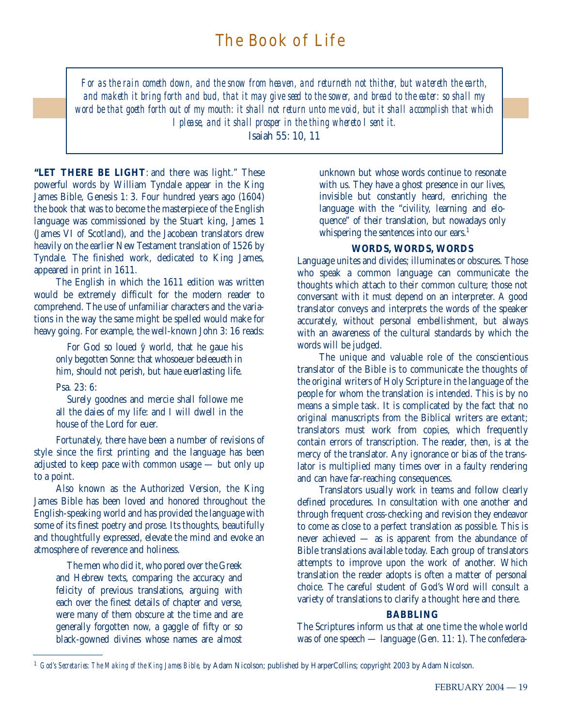# The Book of Life

> *For as the rain cometh down, and the snow from heaven, and returneth not thither, but watereth the earth, and maketh it bring forth and bud, that it may give seed to the sower, and bread to the eater: so shall my word be that goeth forth out of my mouth: it shall not return unto me void, but it shall accomplish that which I please, and it shall prosper in the thing whereto I sent it.*
>
> Isaiah 55: 10, 11

**"LET THERE BE LIGHT**: and there was light." These powerful words by William Tyndale appear in the King James Bible, Genesis 1: 3. Four hundred years ago (1604) the book that was to become the masterpiece of the English language was commissioned by the Stuart king, James 1 (James VI of Scotland), and the Jacobean translators drew heavily on the earlier New Testament translation of 1526 by Tyndale. The finished work, dedicated to King James, appeared in print in 1611.

The English in which the 1611 edition was written would be extremely difficult for the modern reader to comprehend. The use of unfamiliar characters and the variations in the way the same might be spelled would make for heavy going. For example, the well-known John 3: 16 reads:

> For God so loued ỳ world, that he gaue his only begotten Sonne: that whosoeuer beleeueth in him, should not perish, but haue euerlasting life.

Psa. 23: 6:

> Surely goodnes and mercie shall followe me all the daies of my life: and I will dwell in the house of the Lord for euer.

Fortunately, there have been a number of revisions of style since the first printing and the language has been adjusted to keep pace with common usage — but only up to a point.

Also known as the Authorized Version, the King James Bible has been loved and honored throughout the English-speaking world and has provided the language with some of its finest poetry and prose. Its thoughts, beautifully and thoughtfully expressed, elevate the mind and evoke an atmosphere of reverence and holiness.

> The men who did it, who pored over the Greek and Hebrew texts, comparing the accuracy and felicity of previous translations, arguing with each over the finest details of chapter and verse, were many of them obscure at the time and are generally forgotten now, a gaggle of fifty or so black-gowned divines whose names are almost unknown but whose words continue to resonate with us. They have a ghost presence in our lives, invisible but constantly heard, enriching the language with the "civility, learning and eloquence" of their translation, but nowadays only whispering the sentences into our ears.[1]

### WORDS, WORDS, WORDS

Language unites and divides; illuminates or obscures. Those who speak a common language can communicate the thoughts which attach to their common culture; those not conversant with it must depend on an interpreter. A good translator conveys and interprets the words of the speaker accurately, without personal embellishment, but always with an awareness of the cultural standards by which the words will be judged.

The unique and valuable role of the conscientious translator of the Bible is to communicate the thoughts of the original writers of Holy Scripture in the language of the people for whom the translation is intended. This is by no means a simple task. It is complicated by the fact that no original manuscripts from the Biblical writers are extant; translators must work from copies, which frequently contain errors of transcription. The reader, then, is at the mercy of the translator. Any ignorance or bias of the translator is multiplied many times over in a faulty rendering and can have far-reaching consequences.

Translators usually work in teams and follow clearly defined procedures. In consultation with one another and through frequent cross-checking and revision they endeavor to come as close to a perfect translation as possible. This is never achieved — as is apparent from the abundance of Bible translations available today. Each group of translators attempts to improve upon the work of another. Which translation the reader adopts is often a matter of personal choice. The careful student of God's Word will consult a variety of translations to clarify a thought here and there.

### BABBLING

The Scriptures inform us that at one time the whole world was of one speech — language (Gen. 11: 1). The confedera-

---

[1] *God's Secretaries: The Making of the King James Bible,* by Adam Nicolson; published by HarperCollins; copyright 2003 by Adam Nicolson.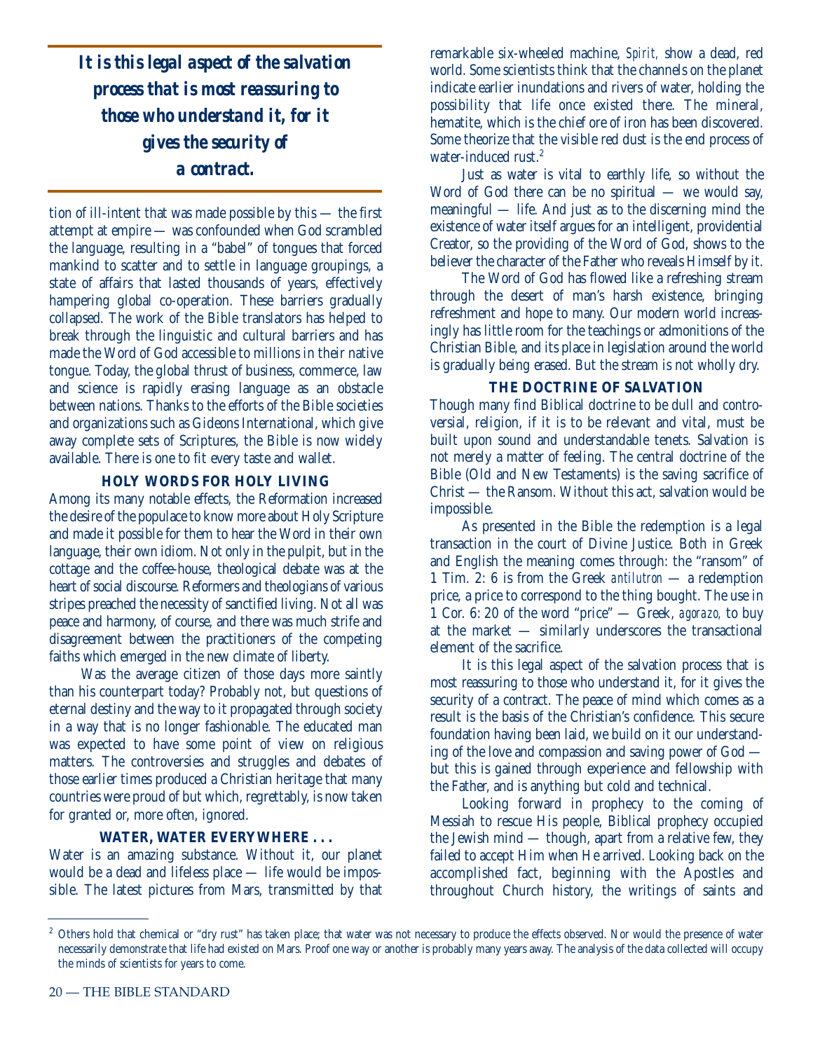> ***It is this legal aspect of the salvation process that is most reassuring to those who understand it, for it gives the security of a contract.***

tion of ill-intent that was made possible by this — the first attempt at empire — was confounded when God scrambled the language, resulting in a "babel" of tongues that forced mankind to scatter and to settle in language groupings, a state of affairs that lasted thousands of years, effectively hampering global co-operation. These barriers gradually collapsed. The work of the Bible translators has helped to break through the linguistic and cultural barriers and has made the Word of God accessible to millions in their native tongue. Today, the global thrust of business, commerce, law and science is rapidly erasing language as an obstacle between nations. Thanks to the efforts of the Bible societies and organizations such as Gideons International, which give away complete sets of Scriptures, the Bible is now widely available. There is one to fit every taste and wallet.

**HOLY WORDS FOR HOLY LIVING**

Among its many notable effects, the Reformation increased the desire of the populace to know more about Holy Scripture and made it possible for them to hear the Word in their own language, their own idiom. Not only in the pulpit, but in the cottage and the coffee-house, theological debate was at the heart of social discourse. Reformers and theologians of various stripes preached the necessity of sanctified living. Not all was peace and harmony, of course, and there was much strife and disagreement between the practitioners of the competing faiths which emerged in the new climate of liberty.

Was the average citizen of those days more saintly than his counterpart today? Probably not, but questions of eternal destiny and the way to it propagated through society in a way that is no longer fashionable. The educated man was expected to have some point of view on religious matters. The controversies and struggles and debates of those earlier times produced a Christian heritage that many countries were proud of but which, regrettably, is now taken for granted or, more often, ignored.

**WATER, WATER EVERYWHERE . . .**

Water is an amazing substance. Without it, our planet would be a dead and lifeless place — life would be impossible. The latest pictures from Mars, transmitted by that remarkable six-wheeled machine, *Spirit*, show a dead, red world. Some scientists think that the channels on the planet indicate earlier inundations and rivers of water, holding the possibility that life once existed there. The mineral, hematite, which is the chief ore of iron has been discovered. Some theorize that the visible red dust is the end process of water-induced rust.[2]

Just as water is vital to earthly life, so without the Word of God there can be no spiritual — we would say, meaningful — life. And just as to the discerning mind the existence of water itself argues for an intelligent, providential Creator, so the providing of the Word of God, shows to the believer the character of the Father who reveals Himself by it.

The Word of God has flowed like a refreshing stream through the desert of man's harsh existence, bringing refreshment and hope to many. Our modern world increasingly has little room for the teachings or admonitions of the Christian Bible, and its place in legislation around the world is gradually being erased. But the stream is not wholly dry.

**THE DOCTRINE OF SALVATION**

Though many find Biblical doctrine to be dull and controversial, religion, if it is to be relevant and vital, must be built upon sound and understandable tenets. Salvation is not merely a matter of feeling. The central doctrine of the Bible (Old and New Testaments) is the saving sacrifice of Christ — the Ransom. Without this act, salvation would be impossible.

As presented in the Bible the redemption is a legal transaction in the court of Divine Justice. Both in Greek and English the meaning comes through: the "ransom" of 1 Tim. 2: 6 is from the Greek *antilutron* — a redemption price, a price to correspond to the thing bought. The use in 1 Cor. 6: 20 of the word "price" — Greek, *agorazo*, to buy at the market — similarly underscores the transactional element of the sacrifice.

It is this legal aspect of the salvation process that is most reassuring to those who understand it, for it gives the security of a contract. The peace of mind which comes as a result is the basis of the Christian's confidence. This secure foundation having been laid, we build on it our understanding of the love and compassion and saving power of God — but this is gained through experience and fellowship with the Father, and is anything but cold and technical.

Looking forward in prophecy to the coming of Messiah to rescue His people, Biblical prophecy occupied the Jewish mind — though, apart from a relative few, they failed to accept Him when He arrived. Looking back on the accomplished fact, beginning with the Apostles and throughout Church history, the writings of saints and

---

[2] Others hold that chemical or "dry rust" has taken place; that water was not necessary to produce the effects observed. Nor would the presence of water necessarily demonstrate that life had existed on Mars. Proof one way or another is probably many years away. The analysis of the data collected will occupy the minds of scientists for years to come.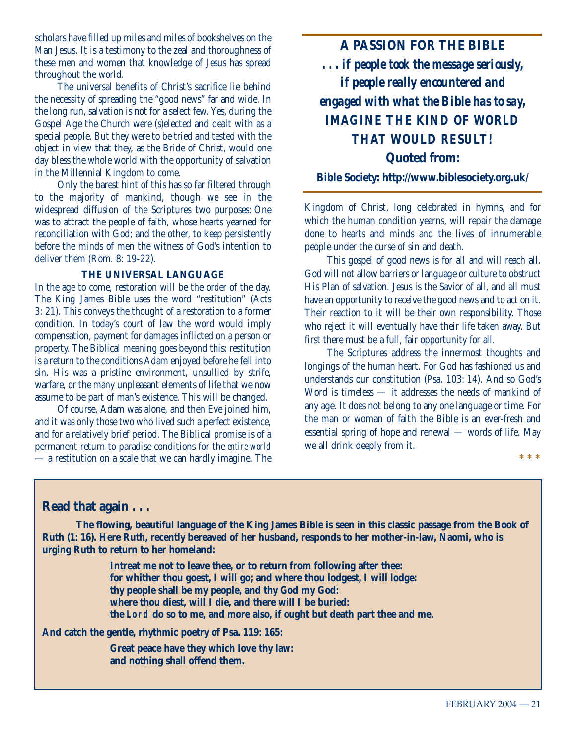scholars have filled up miles and miles of bookshelves on the Man Jesus. It is a testimony to the zeal and thoroughness of these men and women that knowledge of Jesus has spread throughout the world.

The universal benefits of Christ's sacrifice lie behind the necessity of spreading the "good news" far and wide. In the long run, salvation is not for a select few. Yes, during the Gospel Age the Church were (s)elected and dealt with as a special people. But they were to be tried and tested with the object in view that they, as the Bride of Christ, would one day bless the whole world with the opportunity of salvation in the Millennial Kingdom to come.

Only the barest hint of this has so far filtered through to the majority of mankind, though we see in the widespread diffusion of the Scriptures two purposes: One was to attract the people of faith, whose hearts yearned for reconciliation with God; and the other, to keep persistently before the minds of men the witness of God's intention to deliver them (Rom. 8: 19-22).

### THE UNIVERSAL LANGUAGE

In the age to come, restoration will be the order of the day. The King James Bible uses the word "restitution" (Acts 3: 21). This conveys the thought of a restoration to a former condition. In today's court of law the word would imply compensation, payment for damages inflicted on a person or property. The Biblical meaning goes beyond this: restitution is a return to the conditions Adam enjoyed before he fell into sin. His was a pristine environment, unsullied by strife, warfare, or the many unpleasant elements of life that we now assume to be part of man's existence. This will be changed.

Of course, Adam was alone, and then Eve joined him, and it was only those two who lived such a perfect existence, and for a relatively brief period. The Biblical promise is of a permanent return to paradise conditions for the *entire world* — a restitution on a scale that we can hardly imagine. The Kingdom of Christ, long celebrated in hymns, and for which the human condition yearns, will repair the damage done to hearts and minds and the lives of innumerable people under the curse of sin and death.

This gospel of good news is for all and will reach all. God will not allow barriers or language or culture to obstruct His Plan of salvation. Jesus is the Savior of all, and all must have an opportunity to receive the good news and to act on it. Their reaction to it will be their own responsibility. Those who reject it will eventually have their life taken away. But first there must be a full, fair opportunity for all.

The Scriptures address the innermost thoughts and longings of the human heart. For God has fashioned us and understands our constitution (Psa. 103: 14). And so God's Word is timeless — it addresses the needs of mankind of any age. It does not belong to any one language or time. For the man or woman of faith the Bible is an ever-fresh and essential spring of hope and renewal — words of life. May we all drink deeply from it.

\* \* \*

---

**A PASSION FOR THE BIBLE**

***. . . if people took the message seriously, if people really encountered and engaged with what the Bible has to say, IMAGINE THE KIND OF WORLD THAT WOULD RESULT!***

**Quoted from:**

**Bible Society: http://www.biblesociety.org.uk/**

---

### Read that again . . .

**The flowing, beautiful language of the King James Bible is seen in this classic passage from the Book of Ruth (1: 16). Here Ruth, recently bereaved of her husband, responds to her mother-in-law, Naomi, who is urging Ruth to return to her homeland:**

> **Intreat me not to leave thee, or to return from following after thee:**
> **for whither thou goest, I will go; and where thou lodgest, I will lodge:**
> **thy people shall be my people, and thy God my God:**
> **where thou diest, will I die, and there will I be buried:**
> **the LORD do so to me, and more also, if ought but death part thee and me.**

**And catch the gentle, rhythmic poetry of Psa. 119: 165:**

> **Great peace have they which love thy law:**
> **and nothing shall offend them.**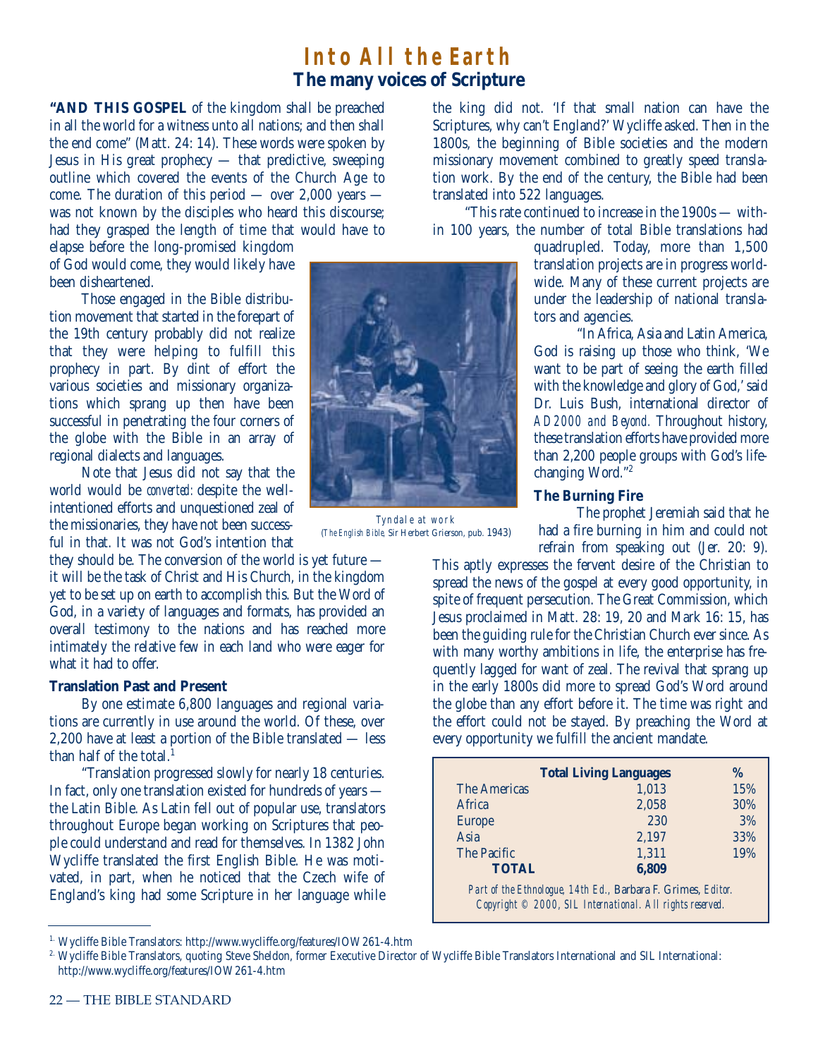# Into All the Earth

## The many voices of Scripture

**"AND THIS GOSPEL** of the kingdom shall be preached in all the world for a witness unto all nations; and then shall the end come" (Matt. 24: 14). These words were spoken by Jesus in His great prophecy — that predictive, sweeping outline which covered the events of the Church Age to come. The duration of this period — over 2,000 years — was not known by the disciples who heard this discourse; had they grasped the length of time that would have to elapse before the long-promised kingdom of God would come, they would likely have been disheartened.

Those engaged in the Bible distribution movement that started in the forepart of the 19th century probably did not realize that they were helping to fulfill this prophecy in part. By dint of effort the various societies and missionary organizations which sprang up then have been successful in penetrating the four corners of the globe with the Bible in an array of regional dialects and languages.

Note that Jesus did not say that the world would be *converted:* despite the well-intentioned efforts and unquestioned zeal of the missionaries, they have not been successful in that. It was not God's intention that they should be. The conversion of the world is yet future — it will be the task of Christ and His Church, in the kingdom yet to be set up on earth to accomplish this. But the Word of God, in a variety of languages and formats, has provided an overall testimony to the nations and has reached more intimately the relative few in each land who were eager for what it had to offer.

*Tyndale at work*
(*The English Bible*, Sir Herbert Grierson, pub. 1943)

### Translation Past and Present

By one estimate 6,800 languages and regional variations are currently in use around the world. Of these, over 2,200 have at least a portion of the Bible translated — less than half of the total.[1]

"Translation progressed slowly for nearly 18 centuries. In fact, only one translation existed for hundreds of years — the Latin Bible. As Latin fell out of popular use, translators throughout Europe began working on Scriptures that people could understand and read for themselves. In 1382 John Wycliffe translated the first English Bible. He was motivated, in part, when he noticed that the Czech wife of England's king had some Scripture in her language while the king did not. 'If that small nation can have the Scriptures, why can't England?' Wycliffe asked. Then in the 1800s, the beginning of Bible societies and the modern missionary movement combined to greatly speed translation work. By the end of the century, the Bible had been translated into 522 languages.

"This rate continued to increase in the 1900s — within 100 years, the number of total Bible translations had quadrupled. Today, more than 1,500 translation projects are in progress worldwide. Many of these current projects are under the leadership of national translators and agencies.

"In Africa, Asia and Latin America, God is raising up those who think, 'We want to be part of seeing the earth filled with the knowledge and glory of God,' said Dr. Luis Bush, international director of *AD2000 and Beyond.* Throughout history, these translation efforts have provided more than 2,200 people groups with God's life-changing Word."[2]

### The Burning Fire

The prophet Jeremiah said that he had a fire burning in him and could not refrain from speaking out (Jer. 20: 9). This aptly expresses the fervent desire of the Christian to spread the news of the gospel at every good opportunity, in spite of frequent persecution. The Great Commission, which Jesus proclaimed in Matt. 28: 19, 20 and Mark 16: 15, has been the guiding rule for the Christian Church ever since. As with many worthy ambitions in life, the enterprise has frequently lagged for want of zeal. The revival that sprang up in the early 1800s did more to spread God's Word around the globe than any effort before it. The time was right and the effort could not be stayed. By preaching the Word at every opportunity we fulfill the ancient mandate.

| | Total Living Languages | % |
|---|---|---|
| The Americas | 1,013 | 15% |
| Africa | 2,058 | 30% |
| Europe | 230 | 3% |
| Asia | 2,197 | 33% |
| The Pacific | 1,311 | 19% |
| **TOTAL** | **6,809** | |

*Part of the Ethnologue, 14th Ed.*, Barbara F. Grimes, *Editor. Copyright © 2000, SIL International. All rights reserved.*

---

1. Wycliffe Bible Translators: http://www.wycliffe.org/features/IOW261-4.htm
2. Wycliffe Bible Translators, quoting Steve Sheldon, former Executive Director of Wycliffe Bible Translators International and SIL International: http://www.wycliffe.org/features/IOW261-4.htm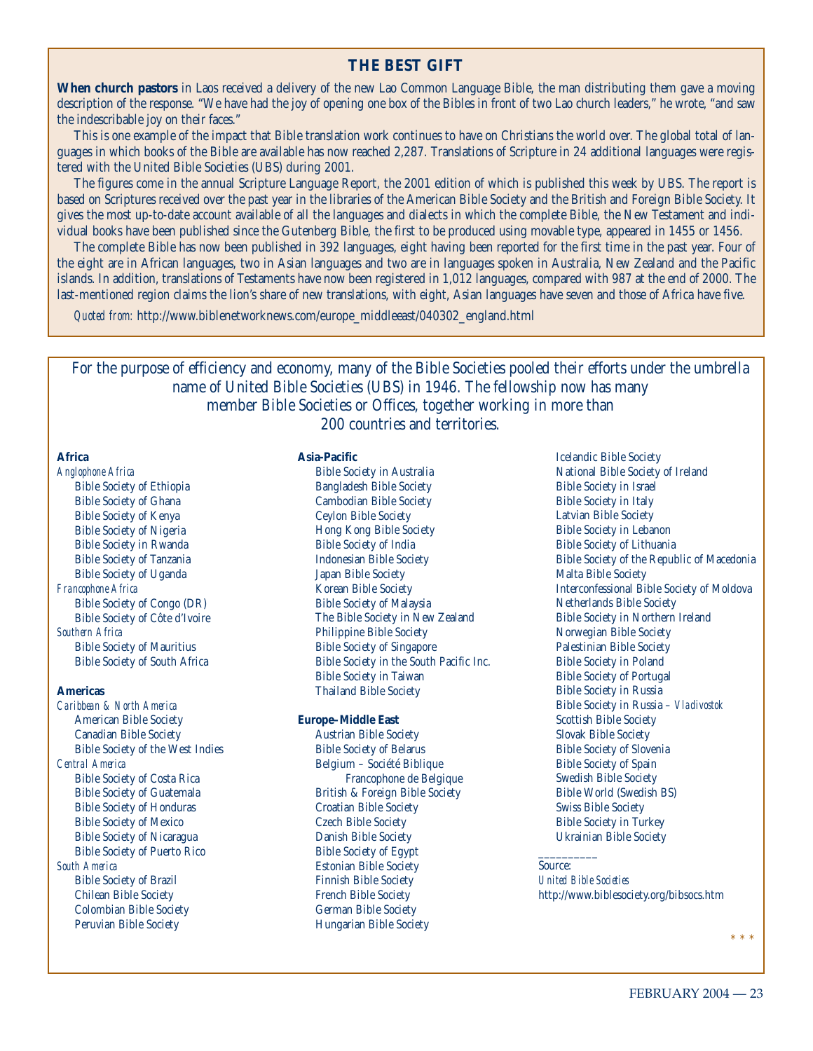## THE BEST GIFT

**When church pastors** in Laos received a delivery of the new Lao Common Language Bible, the man distributing them gave a moving description of the response. "We have had the joy of opening one box of the Bibles in front of two Lao church leaders," he wrote, "and saw the indescribable joy on their faces."

This is one example of the impact that Bible translation work continues to have on Christians the world over. The global total of languages in which books of the Bible are available has now reached 2,287. Translations of Scripture in 24 additional languages were registered with the United Bible Societies (UBS) during 2001.

The figures come in the annual Scripture Language Report, the 2001 edition of which is published this week by UBS. The report is based on Scriptures received over the past year in the libraries of the American Bible Society and the British and Foreign Bible Society. It gives the most up-to-date account available of all the languages and dialects in which the complete Bible, the New Testament and individual books have been published since the Gutenberg Bible, the first to be produced using movable type, appeared in 1455 or 1456.

The complete Bible has now been published in 392 languages, eight having been reported for the first time in the past year. Four of the eight are in African languages, two in Asian languages and two are in languages spoken in Australia, New Zealand and the Pacific islands. In addition, translations of Testaments have now been registered in 1,012 languages, compared with 987 at the end of 2000. The last-mentioned region claims the lion's share of new translations, with eight, Asian languages have seven and those of Africa have five.

*Quoted from:* http://www.biblenetworknews.com/europe_middleeast/040302_england.html

---

For the purpose of efficiency and economy, many of the Bible Societies pooled their efforts under the umbrella name of United Bible Societies (UBS) in 1946. The fellowship now has many member Bible Societies or Offices, together working in more than 200 countries and territories.

**Africa**

*Anglophone Africa*
- Bible Society of Ethiopia
- Bible Society of Ghana
- Bible Society of Kenya
- Bible Society of Nigeria
- Bible Society in Rwanda
- Bible Society of Tanzania
- Bible Society of Uganda

*Francophone Africa*
- Bible Society of Congo (DR)
- Bible Society of Côte d'Ivoire

*Southern Africa*
- Bible Society of Mauritius
- Bible Society of South Africa

**Americas**

*Caribbean & North America*
- American Bible Society
- Canadian Bible Society
- Bible Society of the West Indies

*Central America*
- Bible Society of Costa Rica
- Bible Society of Guatemala
- Bible Society of Honduras
- Bible Society of Mexico
- Bible Society of Nicaragua
- Bible Society of Puerto Rico

*South America*
- Bible Society of Brazil
- Chilean Bible Society
- Colombian Bible Society
- Peruvian Bible Society

**Asia-Pacific**
- Bible Society in Australia
- Bangladesh Bible Society
- Cambodian Bible Society
- Ceylon Bible Society
- Hong Kong Bible Society
- Bible Society of India
- Indonesian Bible Society
- Japan Bible Society
- Korean Bible Society
- Bible Society of Malaysia
- The Bible Society in New Zealand
- Philippine Bible Society
- Bible Society of Singapore
- Bible Society in the South Pacific Inc.
- Bible Society in Taiwan
- Thailand Bible Society

**Europe–Middle East**
- Austrian Bible Society
- Bible Society of Belarus
- Belgium – Société Biblique Francophone de Belgique
- British & Foreign Bible Society
- Croatian Bible Society
- Czech Bible Society
- Danish Bible Society
- Bible Society of Egypt
- Estonian Bible Society
- Finnish Bible Society
- French Bible Society
- German Bible Society
- Hungarian Bible Society
- Icelandic Bible Society
- National Bible Society of Ireland
- Bible Society in Israel
- Bible Society in Italy
- Latvian Bible Society
- Bible Society in Lebanon
- Bible Society of Lithuania
- Bible Society of the Republic of Macedonia
- Malta Bible Society
- Interconfessional Bible Society of Moldova
- Netherlands Bible Society
- Bible Society in Northern Ireland
- Norwegian Bible Society
- Palestinian Bible Society
- Bible Society in Poland
- Bible Society of Portugal
- Bible Society in Russia
- Bible Society in Russia – *Vladivostok*
- Scottish Bible Society
- Slovak Bible Society
- Bible Society of Slovenia
- Bible Society of Spain
- Swedish Bible Society
- Bible World (Swedish BS)
- Swiss Bible Society
- Bible Society in Turkey
- Ukrainian Bible Society

_________

Source:
*United Bible Societies*
http://www.biblesociety.org/bibsocs.htm

\* \* \*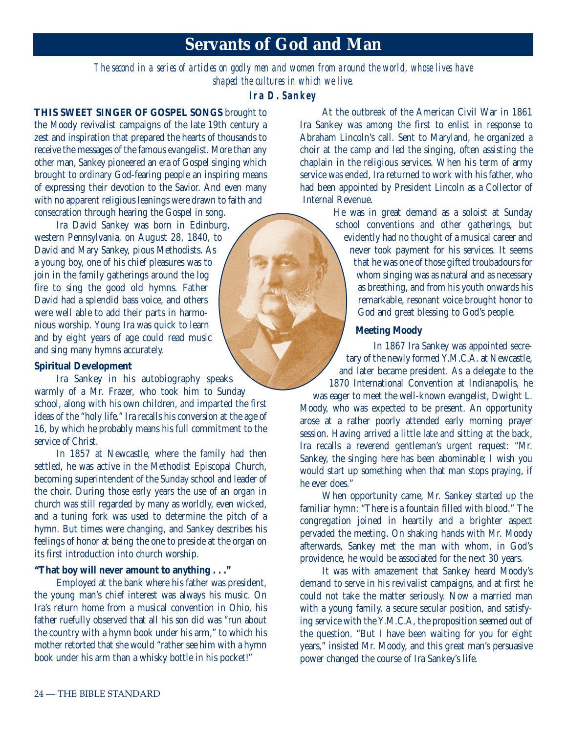# Servants of God and Man

*The second in a series of articles on godly men and women from around the world, whose lives have shaped the cultures in which we live.*

## Ira D. Sankey

**THIS SWEET SINGER OF GOSPEL SONGS** brought to the Moody revivalist campaigns of the late 19th century a zest and inspiration that prepared the hearts of thousands to receive the messages of the famous evangelist. More than any other man, Sankey pioneered an era of Gospel singing which brought to ordinary God-fearing people an inspiring means of expressing their devotion to the Savior. And even many with no apparent religious leanings were drawn to faith and consecration through hearing the Gospel in song.

Ira David Sankey was born in Edinburg, western Pennsylvania, on August 28, 1840, to David and Mary Sankey, pious Methodists. As a young boy, one of his chief pleasures was to join in the family gatherings around the log fire to sing the good old hymns. Father David had a splendid bass voice, and others were well able to add their parts in harmonious worship. Young Ira was quick to learn and by eight years of age could read music and sing many hymns accurately.

### Spiritual Development

Ira Sankey in his autobiography speaks warmly of a Mr. Frazer, who took him to Sunday school, along with his own children, and imparted the first ideas of the "holy life." Ira recalls his conversion at the age of 16, by which he probably means his full commitment to the service of Christ.

In 1857 at Newcastle, where the family had then settled, he was active in the Methodist Episcopal Church, becoming superintendent of the Sunday school and leader of the choir. During those early years the use of an organ in church was still regarded by many as worldly, even wicked, and a tuning fork was used to determine the pitch of a hymn. But times were changing, and Sankey describes his feelings of honor at being the one to preside at the organ on its first introduction into church worship.

### "That boy will never amount to anything . . ."

Employed at the bank where his father was president, the young man's chief interest was always his music. On Ira's return home from a musical convention in Ohio, his father ruefully observed that all his son did was "run about the country with a hymn book under his arm," to which his mother retorted that she would "rather see him with a hymn book under his arm than a whisky bottle in his pocket!"

At the outbreak of the American Civil War in 1861 Ira Sankey was among the first to enlist in response to Abraham Lincoln's call. Sent to Maryland, he organized a choir at the camp and led the singing, often assisting the chaplain in the religious services. When his term of army service was ended, Ira returned to work with his father, who had been appointed by President Lincoln as a Collector of Internal Revenue.

He was in great demand as a soloist at Sunday school conventions and other gatherings, but evidently had no thought of a musical career and never took payment for his services. It seems that he was one of those gifted troubadours for whom singing was as natural and as necessary as breathing, and from his youth onwards his remarkable, resonant voice brought honor to God and great blessing to God's people.

### Meeting Moody

In 1867 Ira Sankey was appointed secretary of the newly formed Y.M.C.A. at Newcastle, and later became president. As a delegate to the 1870 International Convention at Indianapolis, he was eager to meet the well-known evangelist, Dwight L. Moody, who was expected to be present. An opportunity arose at a rather poorly attended early morning prayer session. Having arrived a little late and sitting at the back, Ira recalls a reverend gentleman's urgent request: "Mr. Sankey, the singing here has been abominable; I wish you would start up something when that man stops praying, if he ever does."

When opportunity came, Mr. Sankey started up the familiar hymn: "There is a fountain filled with blood." The congregation joined in heartily and a brighter aspect pervaded the meeting. On shaking hands with Mr. Moody afterwards, Sankey met the man with whom, in God's providence, he would be associated for the next 30 years.

It was with amazement that Sankey heard Moody's demand to serve in his revivalist campaigns, and at first he could not take the matter seriously. Now a married man with a young family, a secure secular position, and satisfying service with the Y.M.C.A, the proposition seemed out of the question. "But I have been waiting for you for eight years," insisted Mr. Moody, and this great man's persuasive power changed the course of Ira Sankey's life.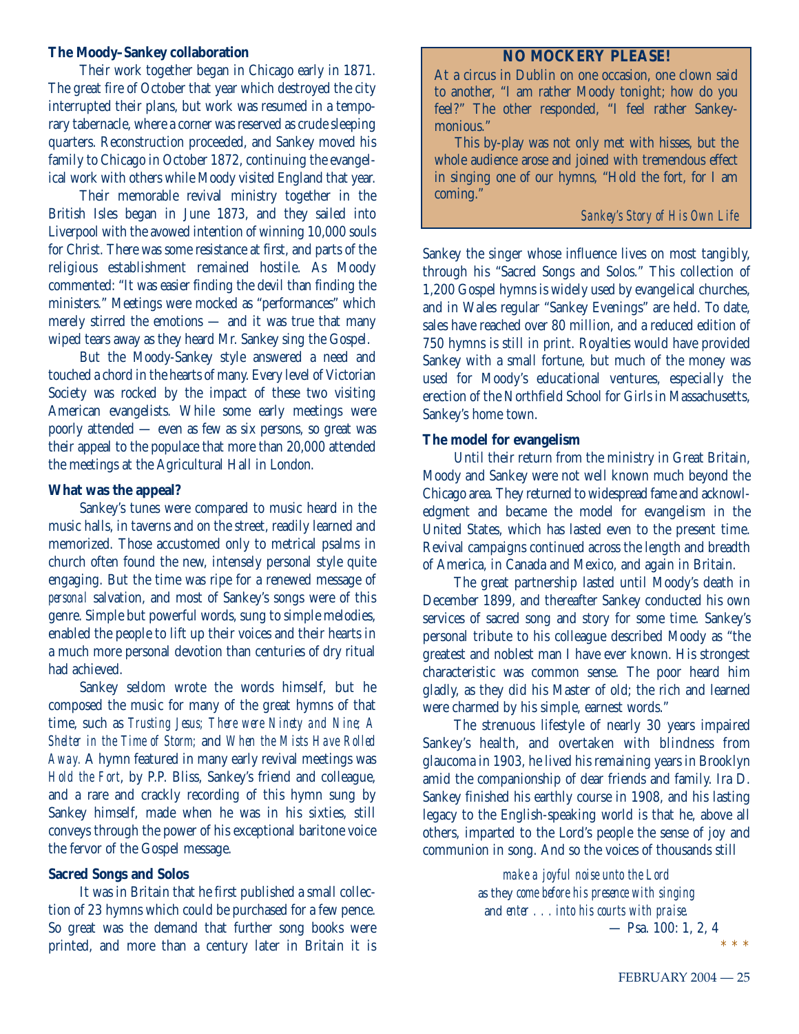### The Moody–Sankey collaboration

Their work together began in Chicago early in 1871. The great fire of October that year which destroyed the city interrupted their plans, but work was resumed in a temporary tabernacle, where a corner was reserved as crude sleeping quarters. Reconstruction proceeded, and Sankey moved his family to Chicago in October 1872, continuing the evangelical work with others while Moody visited England that year.

Their memorable revival ministry together in the British Isles began in June 1873, and they sailed into Liverpool with the avowed intention of winning 10,000 souls for Christ. There was some resistance at first, and parts of the religious establishment remained hostile. As Moody commented: "It was easier finding the devil than finding the ministers." Meetings were mocked as "performances" which merely stirred the emotions — and it was true that many wiped tears away as they heard Mr. Sankey sing the Gospel.

But the Moody-Sankey style answered a need and touched a chord in the hearts of many. Every level of Victorian Society was rocked by the impact of these two visiting American evangelists. While some early meetings were poorly attended — even as few as six persons, so great was their appeal to the populace that more than 20,000 attended the meetings at the Agricultural Hall in London.

### What was the appeal?

Sankey's tunes were compared to music heard in the music halls, in taverns and on the street, readily learned and memorized. Those accustomed only to metrical psalms in church often found the new, intensely personal style quite engaging. But the time was ripe for a renewed message of *personal* salvation, and most of Sankey's songs were of this genre. Simple but powerful words, sung to simple melodies, enabled the people to lift up their voices and their hearts in a much more personal devotion than centuries of dry ritual had achieved.

Sankey seldom wrote the words himself, but he composed the music for many of the great hymns of that time, such as *Trusting Jesus; There were Ninety and Nine; A Shelter in the Time of Storm;* and *When the Mists Have Rolled Away.* A hymn featured in many early revival meetings was *Hold the Fort*, by P.P. Bliss, Sankey's friend and colleague, and a rare and crackly recording of this hymn sung by Sankey himself, made when he was in his sixties, still conveys through the power of his exceptional baritone voice the fervor of the Gospel message.

### Sacred Songs and Solos

It was in Britain that he first published a small collection of 23 hymns which could be purchased for a few pence. So great was the demand that further song books were printed, and more than a century later in Britain it is Sankey the singer whose influence lives on most tangibly, through his "Sacred Songs and Solos." This collection of 1,200 Gospel hymns is widely used by evangelical churches, and in Wales regular "Sankey Evenings" are held. To date, sales have reached over 80 million, and a reduced edition of 750 hymns is still in print. Royalties would have provided Sankey with a small fortune, but much of the money was used for Moody's educational ventures, especially the erection of the Northfield School for Girls in Massachusetts, Sankey's home town.

> **NO MOCKERY PLEASE!**
>
> At a circus in Dublin on one occasion, one clown said to another, "I am rather Moody tonight; how do you feel?" The other responded, "I feel rather Sankey-monious."
>
> This by-play was not only met with hisses, but the whole audience arose and joined with tremendous effect in singing one of our hymns, "Hold the fort, for I am coming."
>
> *Sankey's Story of His Own Life*

### The model for evangelism

Until their return from the ministry in Great Britain, Moody and Sankey were not well known much beyond the Chicago area. They returned to widespread fame and acknowledgment and became the model for evangelism in the United States, which has lasted even to the present time. Revival campaigns continued across the length and breadth of America, in Canada and Mexico, and again in Britain.

The great partnership lasted until Moody's death in December 1899, and thereafter Sankey conducted his own services of sacred song and story for some time. Sankey's personal tribute to his colleague described Moody as "the greatest and noblest man I have ever known. His strongest characteristic was common sense. The poor heard him gladly, as they did his Master of old; the rich and learned were charmed by his simple, earnest words."

The strenuous lifestyle of nearly 30 years impaired Sankey's health, and overtaken with blindness from glaucoma in 1903, he lived his remaining years in Brooklyn amid the companionship of dear friends and family. Ira D. Sankey finished his earthly course in 1908, and his lasting legacy to the English-speaking world is that he, above all others, imparted to the Lord's people the sense of joy and communion in song. And so the voices of thousands still

*make a joyful noise unto the Lord*
as they *come before his presence with singing*
and *enter . . . into his courts with praise.*
— Psa. 100: 1, 2, 4

\* \* \*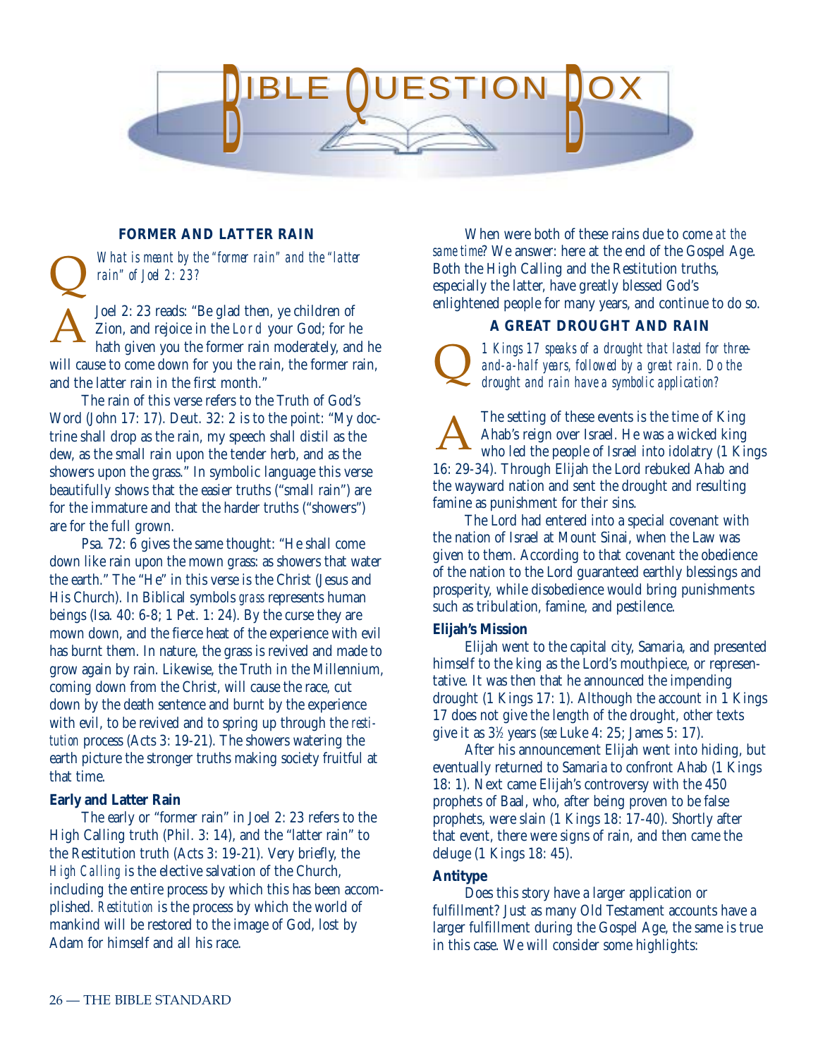# BIBLE QUESTION BOX

## FORMER AND LATTER RAIN

**Q** *What is meant by the "former rain" and the "latter rain" of Joel 2: 23?*

**A** Joel 2: 23 reads: "Be glad then, ye children of Zion, and rejoice in the LORD your God; for he hath given you the former rain moderately, and he will cause to come down for you the rain, the former rain, and the latter rain in the first month."

The rain of this verse refers to the Truth of God's Word (John 17: 17). Deut. 32: 2 is to the point: "My doctrine shall drop as the rain, my speech shall distil as the dew, as the small rain upon the tender herb, and as the showers upon the grass." In symbolic language this verse beautifully shows that the easier truths ("small rain") are for the immature and that the harder truths ("showers") are for the full grown.

Psa. 72: 6 gives the same thought: "He shall come down like rain upon the mown grass: as showers that water the earth." The "He" in this verse is the Christ (Jesus and His Church). In Biblical symbols *grass* represents human beings (Isa. 40: 6-8; 1 Pet. 1: 24). By the curse they are mown down, and the fierce heat of the experience with evil has burnt them. In nature, the grass is revived and made to grow again by rain. Likewise, the Truth in the Millennium, coming down from the Christ, will cause the race, cut down by the death sentence and burnt by the experience with evil, to be revived and to spring up through the *restitution* process (Acts 3: 19-21). The showers watering the earth picture the stronger truths making society fruitful at that time.

### Early and Latter Rain

The early or "former rain" in Joel 2: 23 refers to the High Calling truth (Phil. 3: 14), and the "latter rain" to the Restitution truth (Acts 3: 19-21). Very briefly, the *High Calling* is the elective salvation of the Church, including the entire process by which this has been accomplished. *Restitution* is the process by which the world of mankind will be restored to the image of God, lost by Adam for himself and all his race.

When were both of these rains due to come *at the same time*? We answer: here at the end of the Gospel Age. Both the High Calling and the Restitution truths, especially the latter, have greatly blessed God's enlightened people for many years, and continue to do so.

## A GREAT DROUGHT AND RAIN

**Q** *1 Kings 17 speaks of a drought that lasted for three-and-a-half years, followed by a great rain. Do the drought and rain have a symbolic application?*

**A** The setting of these events is the time of King Ahab's reign over Israel. He was a wicked king who led the people of Israel into idolatry (1 Kings 16: 29-34). Through Elijah the Lord rebuked Ahab and the wayward nation and sent the drought and resulting famine as punishment for their sins.

The Lord had entered into a special covenant with the nation of Israel at Mount Sinai, when the Law was given to them. According to that covenant the obedience of the nation to the Lord guaranteed earthly blessings and prosperity, while disobedience would bring punishments such as tribulation, famine, and pestilence.

### Elijah's Mission

Elijah went to the capital city, Samaria, and presented himself to the king as the Lord's mouthpiece, or representative. It was then that he announced the impending drought (1 Kings 17: 1). Although the account in 1 Kings 17 does not give the length of the drought, other texts give it as 3½ years (*see* Luke 4: 25; James 5: 17).

After his announcement Elijah went into hiding, but eventually returned to Samaria to confront Ahab (1 Kings 18: 1). Next came Elijah's controversy with the 450 prophets of Baal, who, after being proven to be false prophets, were slain (1 Kings 18: 17-40). Shortly after that event, there were signs of rain, and then came the deluge (1 Kings 18: 45).

### Antitype

Does this story have a larger application or fulfillment? Just as many Old Testament accounts have a larger fulfillment during the Gospel Age, the same is true in this case. We will consider some highlights: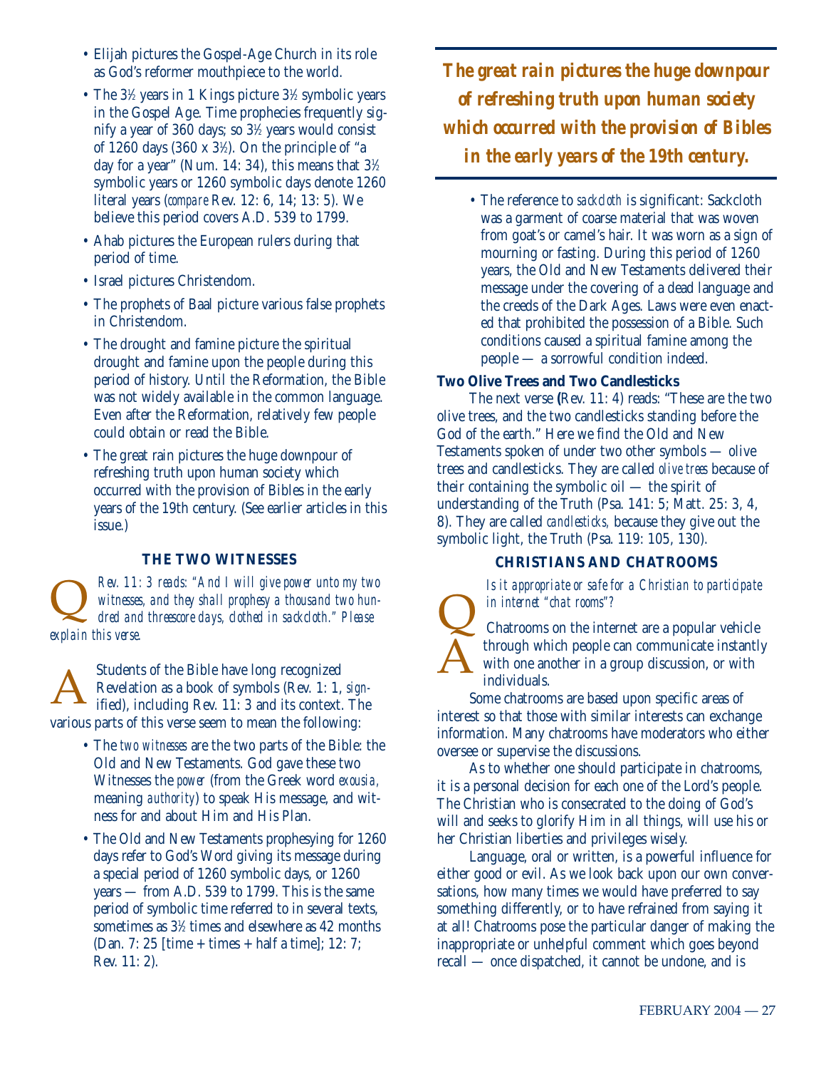- Elijah pictures the Gospel-Age Church in its role as God's reformer mouthpiece to the world.
- The 3½ years in 1 Kings picture 3½ symbolic years in the Gospel Age. Time prophecies frequently signify a year of 360 days; so 3½ years would consist of 1260 days (360 x 3½). On the principle of "a day for a year" (Num. 14: 34), this means that 3½ symbolic years or 1260 symbolic days denote 1260 literal years (*compare* Rev. 12: 6, 14; 13: 5). We believe this period covers A.D. 539 to 1799.
- Ahab pictures the European rulers during that period of time.
- Israel pictures Christendom.
- The prophets of Baal picture various false prophets in Christendom.
- The drought and famine picture the spiritual drought and famine upon the people during this period of history. Until the Reformation, the Bible was not widely available in the common language. Even after the Reformation, relatively few people could obtain or read the Bible.
- The great rain pictures the huge downpour of refreshing truth upon human society which occurred with the provision of Bibles in the early years of the 19th century. (See earlier articles in this issue.)

### THE TWO WITNESSES

**Q** *Rev. 11: 3 reads: "And I will give power unto my two witnesses, and they shall prophesy a thousand two hundred and threescore days, clothed in sackcloth." Please explain this verse.*

**A** Students of the Bible have long recognized Revelation as a book of symbols (Rev. 1: 1, *signified*), including Rev. 11: 3 and its context. The various parts of this verse seem to mean the following:

- The *two witnesses* are the two parts of the Bible: the Old and New Testaments. God gave these two Witnesses the *power* (from the Greek word *exousia*, meaning *authority*) to speak His message, and witness for and about Him and His Plan.
- The Old and New Testaments prophesying for 1260 days refer to God's Word giving its message during a special period of 1260 symbolic days, or 1260 years — from A.D. 539 to 1799. This is the same period of symbolic time referred to in several texts, sometimes as 3½ times and elsewhere as 42 months (Dan. 7: 25 [time + times + half a time]; 12: 7; Rev. 11: 2).

***The great rain pictures the huge downpour of refreshing truth upon human society which occurred with the provision of Bibles in the early years of the 19th century.***

- The reference to *sackcloth* is significant: Sackcloth was a garment of coarse material that was woven from goat's or camel's hair. It was worn as a sign of mourning or fasting. During this period of 1260 years, the Old and New Testaments delivered their message under the covering of a dead language and the creeds of the Dark Ages. Laws were even enacted that prohibited the possession of a Bible. Such conditions caused a spiritual famine among the people — a sorrowful condition indeed.

#### Two Olive Trees and Two Candlesticks

The next verse (Rev. 11: 4) reads: "These are the two olive trees, and the two candlesticks standing before the God of the earth." Here we find the Old and New Testaments spoken of under two other symbols — olive trees and candlesticks. They are called *olive trees* because of their containing the symbolic oil — the spirit of understanding of the Truth (Psa. 141: 5; Matt. 25: 3, 4, 8). They are called *candlesticks,* because they give out the symbolic light, the Truth (Psa. 119: 105, 130).

### CHRISTIANS AND CHATROOMS

**Q** *Is it appropriate or safe for a Christian to participate in internet "chat rooms"?*

**A** Chatrooms on the internet are a popular vehicle through which people can communicate instantly with one another in a group discussion, or with individuals.

Some chatrooms are based upon specific areas of interest so that those with similar interests can exchange information. Many chatrooms have moderators who either oversee or supervise the discussions.

As to whether one should participate in chatrooms, it is a personal decision for each one of the Lord's people. The Christian who is consecrated to the doing of God's will and seeks to glorify Him in all things, will use his or her Christian liberties and privileges wisely.

Language, oral or written, is a powerful influence for either good or evil. As we look back upon our own conversations, how many times we would have preferred to say something differently, or to have refrained from saying it at all! Chatrooms pose the particular danger of making the inappropriate or unhelpful comment which goes beyond recall — once dispatched, it cannot be undone, and is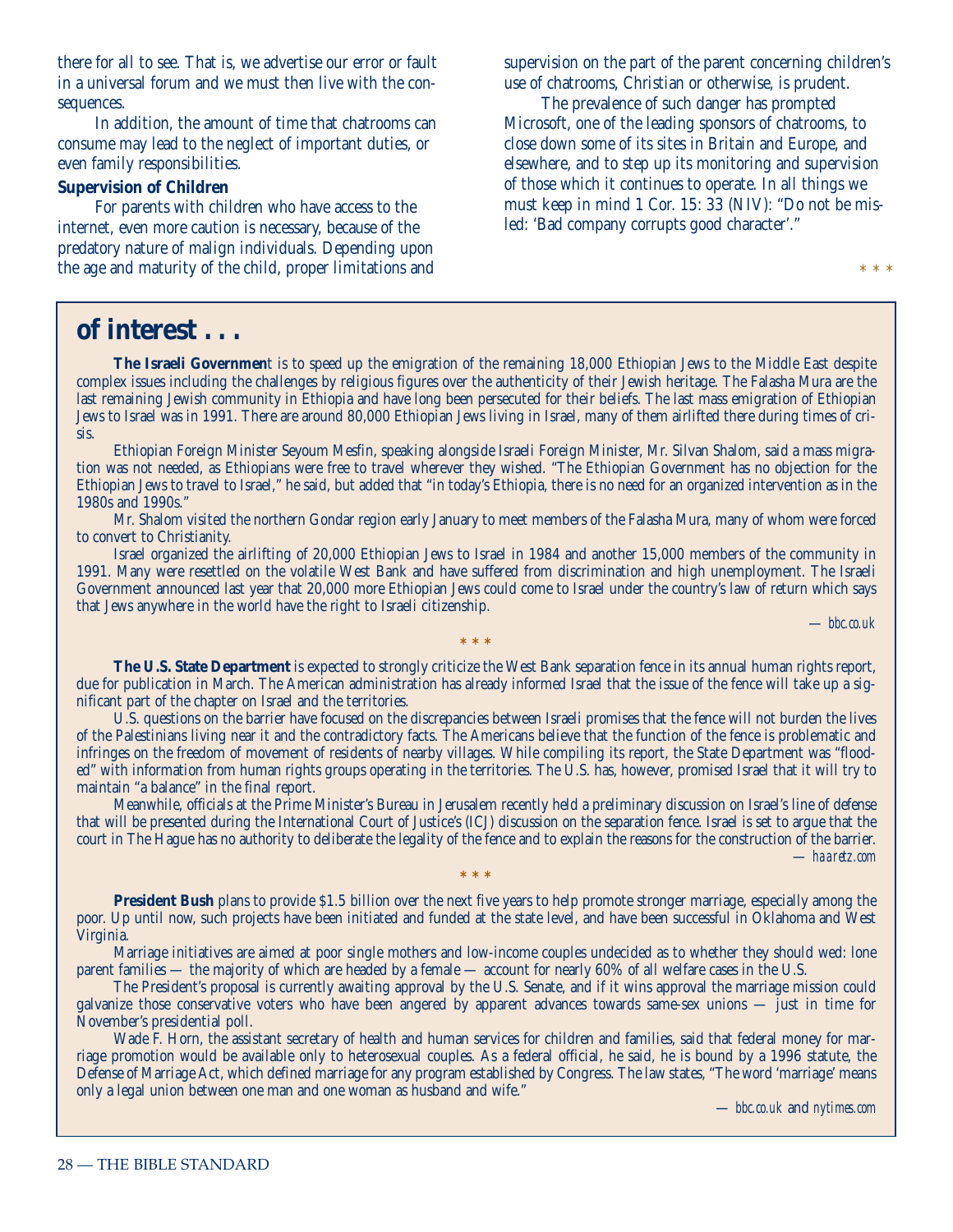there for all to see. That is, we advertise our error or fault in a universal forum and we must then live with the consequences.

In addition, the amount of time that chatrooms can consume may lead to the neglect of important duties, or even family responsibilities.

**Supervision of Children**

For parents with children who have access to the internet, even more caution is necessary, because of the predatory nature of malign individuals. Depending upon the age and maturity of the child, proper limitations and supervision on the part of the parent concerning children's use of chatrooms, Christian or otherwise, is prudent.

The prevalence of such danger has prompted Microsoft, one of the leading sponsors of chatrooms, to close down some of its sites in Britain and Europe, and elsewhere, and to step up its monitoring and supervision of those which it continues to operate. In all things we must keep in mind 1 Cor. 15: 33 (NIV): "Do not be misled: 'Bad company corrupts good character'."

\* \* \*

## of interest . . .

**The Israeli Governmen**t is to speed up the emigration of the remaining 18,000 Ethiopian Jews to the Middle East despite complex issues including the challenges by religious figures over the authenticity of their Jewish heritage. The Falasha Mura are the last remaining Jewish community in Ethiopia and have long been persecuted for their beliefs. The last mass emigration of Ethiopian Jews to Israel was in 1991. There are around 80,000 Ethiopian Jews living in Israel, many of them airlifted there during times of crisis.

Ethiopian Foreign Minister Seyoum Mesfin, speaking alongside Israeli Foreign Minister, Mr. Silvan Shalom, said a mass migration was not needed, as Ethiopians were free to travel wherever they wished. "The Ethiopian Government has no objection for the Ethiopian Jews to travel to Israel," he said, but added that "in today's Ethiopia, there is no need for an organized intervention as in the 1980s and 1990s."

Mr. Shalom visited the northern Gondar region early January to meet members of the Falasha Mura, many of whom were forced to convert to Christianity.

Israel organized the airlifting of 20,000 Ethiopian Jews to Israel in 1984 and another 15,000 members of the community in 1991. Many were resettled on the volatile West Bank and have suffered from discrimination and high unemployment. The Israeli Government announced last year that 20,000 more Ethiopian Jews could come to Israel under the country's law of return which says that Jews anywhere in the world have the right to Israeli citizenship.

— *bbc.co.uk*

\* \* \*

**The U.S. State Department** is expected to strongly criticize the West Bank separation fence in its annual human rights report, due for publication in March. The American administration has already informed Israel that the issue of the fence will take up a significant part of the chapter on Israel and the territories.

U.S. questions on the barrier have focused on the discrepancies between Israeli promises that the fence will not burden the lives of the Palestinians living near it and the contradictory facts. The Americans believe that the function of the fence is problematic and infringes on the freedom of movement of residents of nearby villages. While compiling its report, the State Department was "flooded" with information from human rights groups operating in the territories. The U.S. has, however, promised Israel that it will try to maintain "a balance" in the final report.

Meanwhile, officials at the Prime Minister's Bureau in Jerusalem recently held a preliminary discussion on Israel's line of defense that will be presented during the International Court of Justice's (ICJ) discussion on the separation fence. Israel is set to argue that the court in The Hague has no authority to deliberate the legality of the fence and to explain the reasons for the construction of the barrier.

— *haaretz.com*

\* \* \*

**President Bush** plans to provide $1.5 billion over the next five years to help promote stronger marriage, especially among the poor. Up until now, such projects have been initiated and funded at the state level, and have been successful in Oklahoma and West Virginia.

Marriage initiatives are aimed at poor single mothers and low-income couples undecided as to whether they should wed: lone parent families — the majority of which are headed by a female — account for nearly 60% of all welfare cases in the U.S.

The President's proposal is currently awaiting approval by the U.S. Senate, and if it wins approval the marriage mission could galvanize those conservative voters who have been angered by apparent advances towards same-sex unions — just in time for November's presidential poll.

Wade F. Horn, the assistant secretary of health and human services for children and families, said that federal money for marriage promotion would be available only to heterosexual couples. As a federal official, he said, he is bound by a 1996 statute, the Defense of Marriage Act, which defined marriage for any program established by Congress. The law states, "The word 'marriage' means only a legal union between one man and one woman as husband and wife."

— *bbc.co.uk* and *nytimes.com*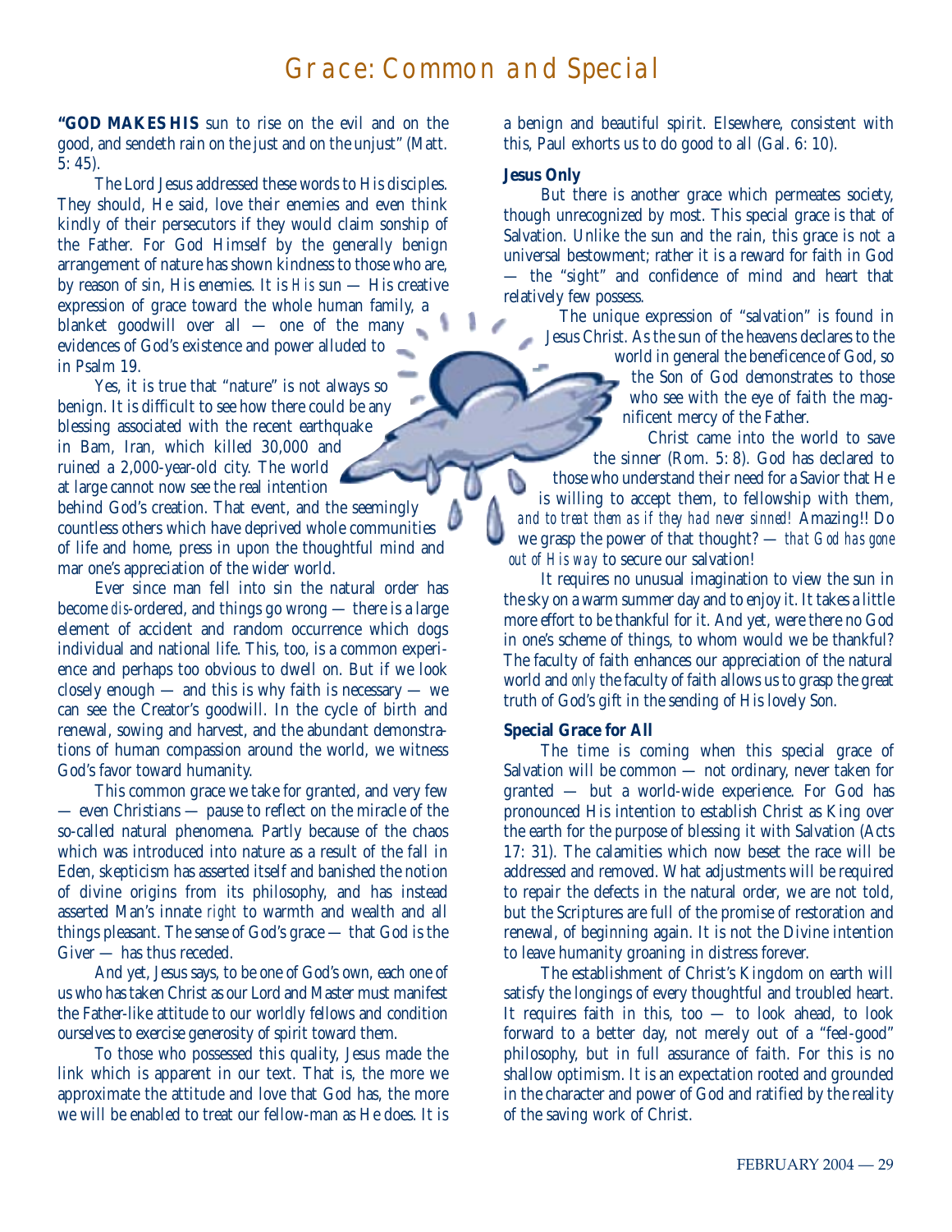# Grace: Common and Special

**"GOD MAKES HIS** sun to rise on the evil and on the good, and sendeth rain on the just and on the unjust" (Matt. 5: 45).

The Lord Jesus addressed these words to His disciples. They should, He said, love their enemies and even think kindly of their persecutors if they would claim sonship of the Father. For God Himself by the generally benign arrangement of nature has shown kindness to those who are, by reason of sin, His enemies. It is *His* sun — His creative expression of grace toward the whole human family, a blanket goodwill over all — one of the many evidences of God's existence and power alluded to in Psalm 19.

Yes, it is true that "nature" is not always so benign. It is difficult to see how there could be any blessing associated with the recent earthquake in Bam, Iran, which killed 30,000 and ruined a 2,000-year-old city. The world at large cannot now see the real intention behind God's creation. That event, and the seemingly countless others which have deprived whole communities of life and home, press in upon the thoughtful mind and mar one's appreciation of the wider world.

Ever since man fell into sin the natural order has become *dis*-ordered, and things go wrong — there is a large element of accident and random occurrence which dogs individual and national life. This, too, is a common experience and perhaps too obvious to dwell on. But if we look closely enough — and this is why faith is necessary — we can see the Creator's goodwill. In the cycle of birth and renewal, sowing and harvest, and the abundant demonstrations of human compassion around the world, we witness God's favor toward humanity.

This common grace we take for granted, and very few — even Christians — pause to reflect on the miracle of the so-called natural phenomena. Partly because of the chaos which was introduced into nature as a result of the fall in Eden, skepticism has asserted itself and banished the notion of divine origins from its philosophy, and has instead asserted Man's innate *right* to warmth and wealth and all things pleasant. The sense of God's grace — that God is the Giver — has thus receded.

And yet, Jesus says, to be one of God's own, each one of us who has taken Christ as our Lord and Master must manifest the Father-like attitude to our worldly fellows and condition ourselves to exercise generosity of spirit toward them.

To those who possessed this quality, Jesus made the link which is apparent in our text. That is, the more we approximate the attitude and love that God has, the more we will be enabled to treat our fellow-man as He does. It is a benign and beautiful spirit. Elsewhere, consistent with this, Paul exhorts us to do good to all (Gal. 6: 10).

### Jesus Only

But there is another grace which permeates society, though unrecognized by most. This special grace is that of Salvation. Unlike the sun and the rain, this grace is not a universal bestowment; rather it is a reward for faith in God — the "sight" and confidence of mind and heart that relatively few possess.

The unique expression of "salvation" is found in Jesus Christ. As the sun of the heavens declares to the world in general the beneficence of God, so the Son of God demonstrates to those who see with the eye of faith the magnificent mercy of the Father.

Christ came into the world to save the sinner (Rom. 5: 8). God has declared to those who understand their need for a Savior that He is willing to accept them, to fellowship with them, *and to treat them as if they had never sinned!* Amazing!! Do we grasp the power of that thought? — *that God has gone out of His way* to secure our salvation!

It requires no unusual imagination to view the sun in the sky on a warm summer day and to enjoy it. It takes a little more effort to be thankful for it. And yet, were there no God in one's scheme of things, to whom would we be thankful? The faculty of faith enhances our appreciation of the natural world and *only* the faculty of faith allows us to grasp the great truth of God's gift in the sending of His lovely Son.

### Special Grace for All

The time is coming when this special grace of Salvation will be common — not ordinary, never taken for granted — but a world-wide experience. For God has pronounced His intention to establish Christ as King over the earth for the purpose of blessing it with Salvation (Acts 17: 31). The calamities which now beset the race will be addressed and removed. What adjustments will be required to repair the defects in the natural order, we are not told, but the Scriptures are full of the promise of restoration and renewal, of beginning again. It is not the Divine intention to leave humanity groaning in distress forever.

The establishment of Christ's Kingdom on earth will satisfy the longings of every thoughtful and troubled heart. It requires faith in this, too — to look ahead, to look forward to a better day, not merely out of a "feel-good" philosophy, but in full assurance of faith. For this is no shallow optimism. It is an expectation rooted and grounded in the character and power of God and ratified by the reality of the saving work of Christ.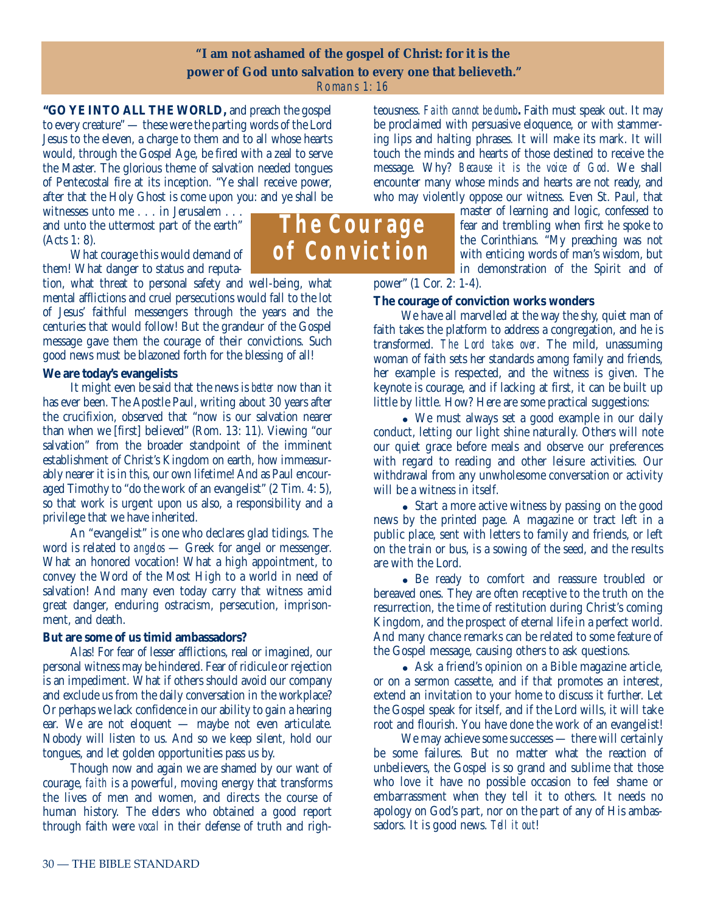**"I am not ashamed of the gospel of Christ: for it is the power of God unto salvation to every one that believeth."**
*Romans 1: 16*

# The Courage of Conviction

**"GO YE INTO ALL THE WORLD,** and preach the gospel to every creature" — these were the parting words of the Lord Jesus to the eleven, a charge to them and to all whose hearts would, through the Gospel Age, be fired with a zeal to serve the Master. The glorious theme of salvation needed tongues of Pentecostal fire at its inception. "Ye shall receive power, after that the Holy Ghost is come upon you: and ye shall be witnesses unto me . . . in Jerusalem . . . and unto the uttermost part of the earth" (Acts 1: 8).

What courage this would demand of them! What danger to status and reputation, what threat to personal safety and well-being, what mental afflictions and cruel persecutions would fall to the lot of Jesus' faithful messengers through the years and the centuries that would follow! But the grandeur of the Gospel message gave them the courage of their convictions. Such good news must be blazoned forth for the blessing of all!

### We are today's evangelists

It might even be said that the news is *better* now than it has ever been. The Apostle Paul, writing about 30 years after the crucifixion, observed that "now is our salvation nearer than when we [first] believed" (Rom. 13: 11). Viewing "our salvation" from the broader standpoint of the imminent establishment of Christ's Kingdom on earth, how immeasurably nearer it is in this, our own lifetime! And as Paul encouraged Timothy to "do the work of an evangelist" (2 Tim. 4: 5), so that work is urgent upon us also, a responsibility and a privilege that we have inherited.

An "evangelist" is one who declares glad tidings. The word is related to *angelos* — Greek for angel or messenger. What an honored vocation! What a high appointment, to convey the Word of the Most High to a world in need of salvation! And many even today carry that witness amid great danger, enduring ostracism, persecution, imprisonment, and death.

### But are some of us timid ambassadors?

Alas! For fear of lesser afflictions, real or imagined, our personal witness may be hindered. Fear of ridicule or rejection is an impediment. What if others should avoid our company and exclude us from the daily conversation in the workplace? Or perhaps we lack confidence in our ability to gain a hearing ear. We are not eloquent — maybe not even articulate. Nobody will listen to us. And so we keep silent, hold our tongues, and let golden opportunities pass us by.

Though now and again we are shamed by our want of courage, *faith* is a powerful, moving energy that transforms the lives of men and women, and directs the course of human history. The elders who obtained a good report through faith were *vocal* in their defense of truth and righteousness. *Faith cannot be dumb***.** Faith must speak out. It may be proclaimed with persuasive eloquence, or with stammering lips and halting phrases. It will make its mark. It will touch the minds and hearts of those destined to receive the message. Why? *Because it is the voice of God*. We shall encounter many whose minds and hearts are not ready, and who may violently oppose our witness. Even St. Paul, that master of learning and logic, confessed to fear and trembling when first he spoke to the Corinthians. "My preaching was not with enticing words of man's wisdom, but in demonstration of the Spirit and of power" (1 Cor. 2: 1-4).

### The courage of conviction works wonders

We have all marvelled at the way the shy, quiet man of faith takes the platform to address a congregation, and he is transformed. *The Lord takes over*. The mild, unassuming woman of faith sets her standards among family and friends, her example is respected, and the witness is given. The keynote is courage, and if lacking at first, it can be built up little by little. How? Here are some practical suggestions:

- We must always set a good example in our daily conduct, letting our light shine naturally. Others will note our quiet grace before meals and observe our preferences with regard to reading and other leisure activities. Our withdrawal from any unwholesome conversation or activity will be a witness in itself.

- Start a more active witness by passing on the good news by the printed page. A magazine or tract left in a public place, sent with letters to family and friends, or left on the train or bus, is a sowing of the seed, and the results are with the Lord.

- Be ready to comfort and reassure troubled or bereaved ones. They are often receptive to the truth on the resurrection, the time of restitution during Christ's coming Kingdom, and the prospect of eternal life in a perfect world. And many chance remarks can be related to some feature of the Gospel message, causing others to ask questions.

- Ask a friend's opinion on a Bible magazine article, or on a sermon cassette, and if that promotes an interest, extend an invitation to your home to discuss it further. Let the Gospel speak for itself, and if the Lord wills, it will take root and flourish. You have done the work of an evangelist!

We may achieve some successes — there will certainly be some failures. But no matter what the reaction of unbelievers, the Gospel is so grand and sublime that those who love it have no possible occasion to feel shame or embarrassment when they tell it to others. It needs no apology on God's part, nor on the part of any of His ambassadors. It is good news. *Tell it out*!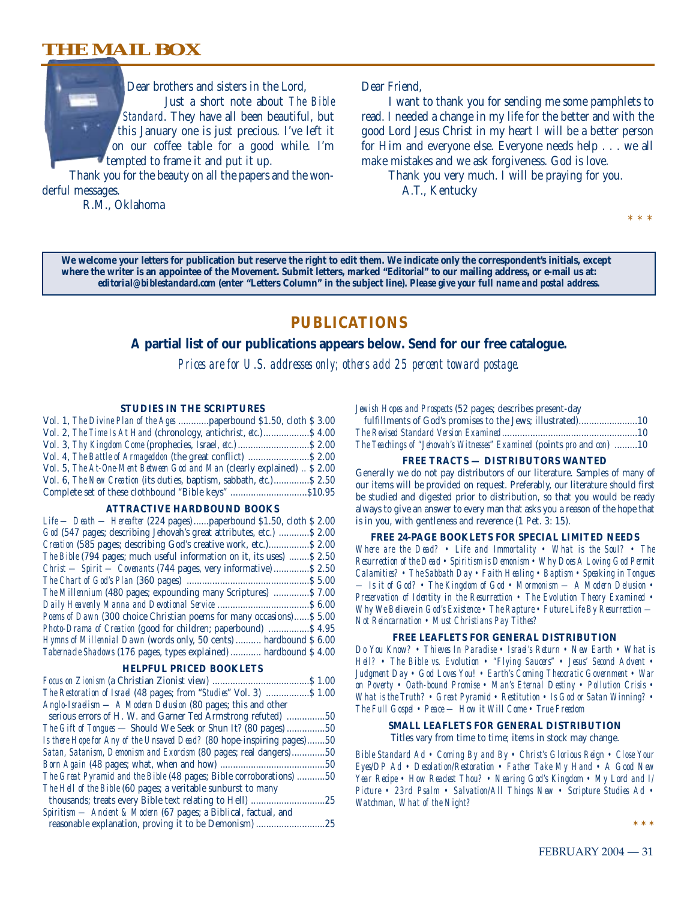# THE MAIL BOX

Dear brothers and sisters in the Lord,

Just a short note about *The Bible Standard*. They have all been beautiful, but this January one is just precious. I've left it on our coffee table for a good while. I'm tempted to frame it and put it up.

Thank you for the beauty on all the papers and the wonderful messages.

R.M., Oklahoma

Dear Friend,

I want to thank you for sending me some pamphlets to read. I needed a change in my life for the better and with the good Lord Jesus Christ in my heart I will be a better person for Him and everyone else. Everyone needs help . . . we all make mistakes and we ask forgiveness. God is love.

Thank you very much. I will be praying for you.

A.T., Kentucky

\* \* \*

**We welcome your letters for publication but reserve the right to edit them. We indicate only the correspondent's initials, except where the writer is an appointee of the Movement. Submit letters, marked "Editorial" to our mailing address, or e-mail us at: editorial@biblestandard.com (enter "Letters Column" in the subject line). *Please give your full name and postal address.***

## PUBLICATIONS

**A partial list of our publications appears below. Send for our free catalogue.**

*Prices are for U.S. addresses only; others add 25 percent toward postage.*

### STUDIES IN THE SCRIPTURES

Vol. 1, *The Divine Plan of the Ages* ............paperbound $1.50, cloth $ 3.00
Vol. 2, *The Time Is At Hand* (chronology, antichrist, *etc.*)..................$ 4.00
Vol. 3, *Thy Kingdom Come* (prophecies, Israel, *etc.*)............................$ 2.00
Vol. 4, *The Battle of Armageddon* (the great conflict) ........................$ 2.00
Vol. 5, *The At-One-Ment Between God and Man* (clearly explained) .. $ 2.00
Vol. 6, *The New Creation* (its duties, baptism, sabbath, *etc.*)..............$ 2.50
Complete set of these clothbound "Bible keys" ..............................$10.95

### ATTRACTIVE HARDBOUND BOOKS

*Life — Death — Hereafter* (224 pages)......paperbound $1.50, cloth $ 2.00
*God* (547 pages; describing Jehovah's great attributes, etc.) ............$ 2.00
*Creation* (585 pages; describing God's creative work, etc.)................$ 2.00
*The Bible* (794 pages; much useful information on it, its uses) ........$ 2.50
*Christ — Spirit — Covenants* (744 pages, very informative)..............$ 2.50
*The Chart of God's Plan* (360 pages) ...............................................$ 5.00
*The Millennium* (480 pages; expounding many Scriptures) ..............$ 7.00
*Daily Heavenly Manna and Devotional Service* ....................................$ 6.00
*Poems of Dawn* (300 choice Christian poems for many occasions)......$ 5.00
*Photo-Drama of Creation* (good for children; paperbound) ................$ 4.95
*Hymns of Millennial Dawn* (words only, 50 cents).......... hardbound $ 6.00
*Tabernacle Shadows* (176 pages, types explained)............ hardbound $ 4.00

### HELPFUL PRICED BOOKLETS

*Focus on Zionism* (a Christian Zionist view) ......................................$ 1.00
*The Restoration of Israel* (48 pages; from "*Studies*" Vol. 3) .................$ 1.00
*Anglo-Israelism — A Modern Delusion* (80 pages; this and other serious errors of H. W. and Garner Ted Armstrong refuted) ...............50
*The Gift of Tongues* — Should We Seek or Shun It? (80 pages)...............50
*Is there Hope for Any of the Unsaved Dead?* (80 hope-inspiring pages).......50
*Satan, Satanism, Demonism and Exorcism* (80 pages; real dangers).............50
*Born Again* (48 pages; what, when and how) .........................................50
*The Great Pyramid and the Bible* (48 pages; Bible corroborations) ...........50
*The Hell of the Bible* (60 pages; a veritable sunburst to many thousands; treats every Bible text relating to Hell) ............................25
*Spiritism — Ancient & Modern* (67 pages; a Biblical, factual, and reasonable explanation, proving it to be Demonism)...........................25
*Jewish Hopes and Prospects* (52 pages; describes present-day fulfillments of God's promises to the Jews; illustrated).......................10
*The Revised Standard Version Examined*......................................................10
*The Teachings of "Jehovah's Witnesses" Examined* (points *pro* and *con*) .........10

### FREE TRACTS — DISTRIBUTORS WANTED

Generally we do not pay distributors of our literature. Samples of many of our items will be provided on request. Preferably, our literature should first be studied and digested prior to distribution, so that you would be ready always to give an answer to every man that asks you a reason of the hope that is in you, with gentleness and reverence (1 Pet. 3: 15).

### FREE 24-PAGE BOOKLETS FOR SPECIAL LIMITED NEEDS

*Where are the Dead?* • *Life and Immortality* • *What is the Soul?* • *The Resurrection of the Dead* • *Spiritism is Demonism* • *Why Does A Loving God Permit Calamities?* • *The Sabbath Day* • *Faith Healing* • *Baptism* • *Speaking in Tongues — Is it of God?* • *The Kingdom of God* • *Mormonism — A Modern Delusion* • *Preservation of Identity in the Resurrection* • *The Evolution Theory Examined* • *Why We Believe in God's Existence* • *The Rapture* • *Future Life By Resurrection — Not Reincarnation* • *Must Christians Pay Tithes?*

### FREE LEAFLETS FOR GENERAL DISTRIBUTION

*Do You Know?* • *Thieves In Paradise* • *Israel's Return* • *New Earth* • *What is Hell?* • *The Bible vs. Evolution* • *"Flying Saucers"* • *Jesus' Second Advent* • *Judgment Day* • *God Loves You!* • *Earth's Coming Theocratic Government* • *War on Poverty* • *Oath-bound Promise* • *Man's Eternal Destiny* • *Pollution Crisis* • *What is the Truth?* • *Great Pyramid* • *Restitution* • *Is God or Satan Winning?* • *The Full Gospel* • *Peace — How it Will Come* • *True Freedom*

### SMALL LEAFLETS FOR GENERAL DISTRIBUTION

Titles vary from time to time; items in stock may change.

*Bible Standard Ad* • *Coming By and By* • *Christ's Glorious Reign* • *Close Your Eyes/DP Ad* • *Desolation/Restoration* • *Father Take My Hand* • *A Good New Year Recipe* • *How Readest Thou?* • *Nearing God's Kingdom* • *My Lord and I/Picture* • *23rd Psalm* • *Salvation/All Things New* • *Scripture Studies Ad* • *Watchman, What of the Night?*

\* \* \*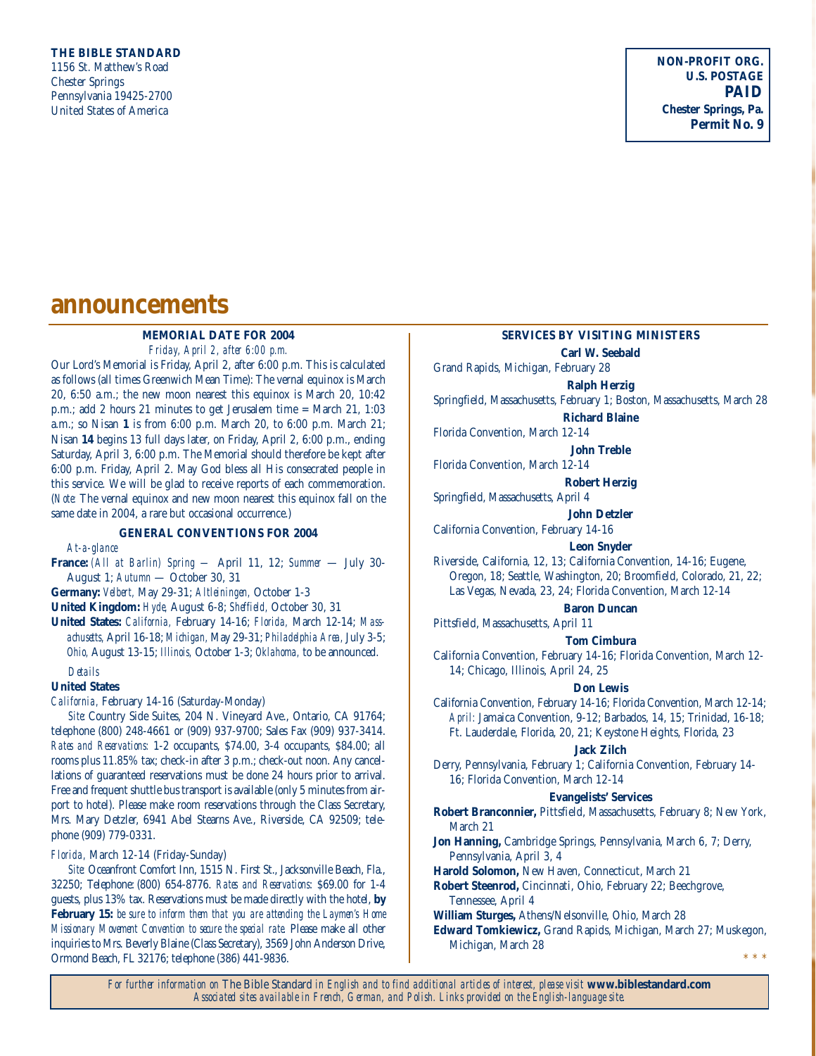**THE BIBLE STANDARD**
1156 St. Matthew's Road
Chester Springs
Pennsylvania 19425-2700
United States of America

**NON-PROFIT ORG.**
**U.S. POSTAGE**
**PAID**
**Chester Springs, Pa.**
**Permit No. 9**

# announcements

### MEMORIAL DATE FOR 2004

*Friday, April 2, after 6:00 p.m.*

Our Lord's Memorial is Friday, April 2, after 6:00 p.m. This is calculated as follows (all times Greenwich Mean Time): The vernal equinox is March 20, 6:50 a.m.; the new moon nearest this equinox is March 20, 10:42 p.m.; add 2 hours 21 minutes to get Jerusalem time = March 21, 1:03 a.m.; so Nisan **1** is from 6:00 p.m. March 20, to 6:00 p.m. March 21; Nisan **14** begins 13 full days later, on Friday, April 2, 6:00 p.m., ending Saturday, April 3, 6:00 p.m. The Memorial should therefore be kept after 6:00 p.m. Friday, April 2. May God bless all His consecrated people in this service. We will be glad to receive reports of each commemoration. (*Note:* The vernal equinox and new moon nearest this equinox fall on the same date in 2004, a rare but occasional occurrence.)

### GENERAL CONVENTIONS FOR 2004

*At-a-glance*

**France:** *(All at Barlin) Spring* — April 11, 12; *Summer* — July 30-August 1; *Autumn* — October 30, 31

**Germany:** *Velbert,* May 29-31; *Altleiningen,* October 1-3

**United Kingdom:** *Hyde,* August 6-8; *Sheffield,* October 30, 31

**United States:** *California,* February 14-16; *Florida,* March 12-14; *Massachusetts,* April 16-18; *Michigan,* May 29-31; *Philadelphia Area,* July 3-5; *Ohio,* August 13-15; *Illinois,* October 1-3; *Oklahoma,* to be announced.

*Details*

**United States**

*California,* February 14-16 (Saturday-Monday)

*Site:* Country Side Suites, 204 N. Vineyard Ave., Ontario, CA 91764; telephone (800) 248-4661 or (909) 937-9700; Sales Fax (909) 937-3414. *Rates and Reservations:* 1-2 occupants, $74.00, 3-4 occupants, $84.00; all rooms plus 11.85% tax; check-in after 3 p.m.; check-out noon. Any cancellations of guaranteed reservations must be done 24 hours prior to arrival. Free and frequent shuttle bus transport is available (only 5 minutes from airport to hotel). Please make room reservations through the Class Secretary, Mrs. Mary Detzler, 6941 Abel Stearns Ave., Riverside, CA 92509; telephone (909) 779-0331.

*Florida,* March 12-14 (Friday-Sunday)

*Site:* Oceanfront Comfort Inn, 1515 N. First St., Jacksonville Beach, Fla., 32250; Telephone: (800) 654-8776. *Rates and Reservations:* $69.00 for 1-4 guests, plus 13% tax. Reservations must be made directly with the hotel, **by February 15:** *be sure to inform them that you are attending the Laymen's Home Missionary Movement Convention to secure the special rate.* Please make all other inquiries to Mrs. Beverly Blaine (Class Secretary), 3569 John Anderson Drive, Ormond Beach, FL 32176; telephone (386) 441-9836.

### SERVICES BY VISITING MINISTERS

**Carl W. Seebald**
Grand Rapids, Michigan, February 28

**Ralph Herzig**
Springfield, Massachusetts, February 1; Boston, Massachusetts, March 28

**Richard Blaine**
Florida Convention, March 12-14

**John Treble**
Florida Convention, March 12-14

**Robert Herzig**
Springfield, Massachusetts, April 4

**John Detzler**
California Convention, February 14-16

**Leon Snyder**
Riverside, California, 12, 13; California Convention, 14-16; Eugene, Oregon, 18; Seattle, Washington, 20; Broomfield, Colorado, 21, 22; Las Vegas, Nevada, 23, 24; Florida Convention, March 12-14

**Baron Duncan**
Pittsfield, Massachusetts, April 11

**Tom Cimbura**
California Convention, February 14-16; Florida Convention, March 12-14; Chicago, Illinois, April 24, 25

**Don Lewis**
California Convention, February 14-16; Florida Convention, March 12-14; *April:* Jamaica Convention, 9-12; Barbados, 14, 15; Trinidad, 16-18; Ft. Lauderdale, Florida, 20, 21; Keystone Heights, Florida, 23

**Jack Zilch**
Derry, Pennsylvania, February 1; California Convention, February 14-16; Florida Convention, March 12-14

**Evangelists' Services**

**Robert Branconnier,** Pittsfield, Massachusetts, February 8; New York, March 21

**Jon Hanning,** Cambridge Springs, Pennsylvania, March 6, 7; Derry, Pennsylvania, April 3, 4

**Harold Solomon,** New Haven, Connecticut, March 21

**Robert Steenrod,** Cincinnati, Ohio, February 22; Beechgrove, Tennessee, April 4

**William Sturges,** Athens/Nelsonville, Ohio, March 28

**Edward Tomkiewicz,** Grand Rapids, Michigan, March 27; Muskegon, Michigan, March 28

\* \* \*

*For further information on* The Bible Standard *in English and to find additional articles of interest, please visit* **www.biblestandard.com**
*Associated sites available in French, German, and Polish. Links provided on the English-language site.*